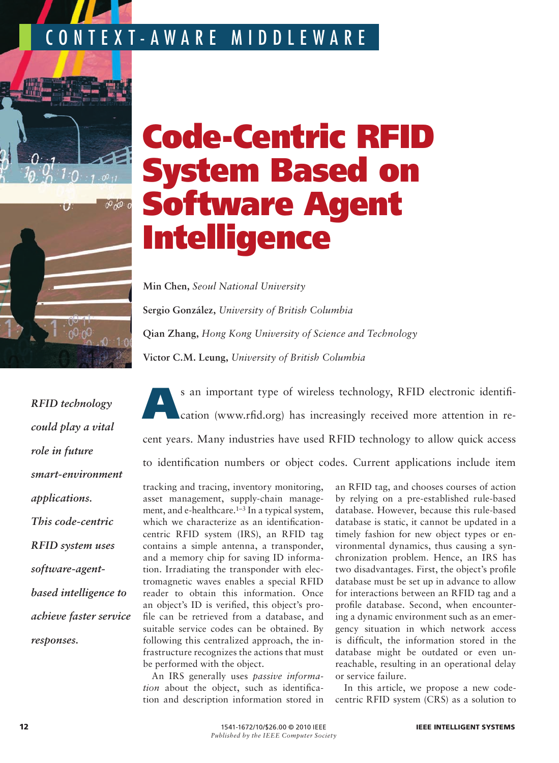CONTEXT-AWARE MIDDLEWARE

# Code-Centric RFID System Based on Software Agent Intelligence

**Min Chen,** *Seoul National University*

**Sergio González,** *University of British Columbia*

**Qian Zhang,** *Hong Kong University of Science and Technology*

**Victor C.M. Leung,** *University of British Columbia*

***RFID technology could play a vital role in future smart-environment applications. This code-centric RFID system uses software-agent-based intelligence to achieve faster service responses.***

As an important type of wireless technology, RFID electronic identification (www.rfid.org) has increasingly received more attention in recent years. Many industries have used RFID technology to allow quick access to identification numbers or object codes. Current applications include item tracking and tracing, inventory monitoring, asset management, supply-chain management, and e-healthcare.[1–3] In a typical system, which we characterize as an identification-centric RFID system (IRS), an RFID tag contains a simple antenna, a transponder, and a memory chip for saving ID information. Irradiating the transponder with electromagnetic waves enables a special RFID reader to obtain this information. Once an object's ID is verified, this object's profile can be retrieved from a database, and suitable service codes can be obtained. By following this centralized approach, the infrastructure recognizes the actions that must be performed with the object.

An IRS generally uses *passive information* about the object, such as identification and description information stored in an RFID tag, and chooses courses of action by relying on a pre-established rule-based database. However, because this rule-based database is static, it cannot be updated in a timely fashion for new object types or environmental dynamics, thus causing a synchronization problem. Hence, an IRS has two disadvantages. First, the object's profile database must be set up in advance to allow for interactions between an RFID tag and a profile database. Second, when encountering a dynamic environment such as an emergency situation in which network access is difficult, the information stored in the database might be outdated or even unreachable, resulting in an operational delay or service failure.

In this article, we propose a new code-centric RFID system (CRS) as a solution to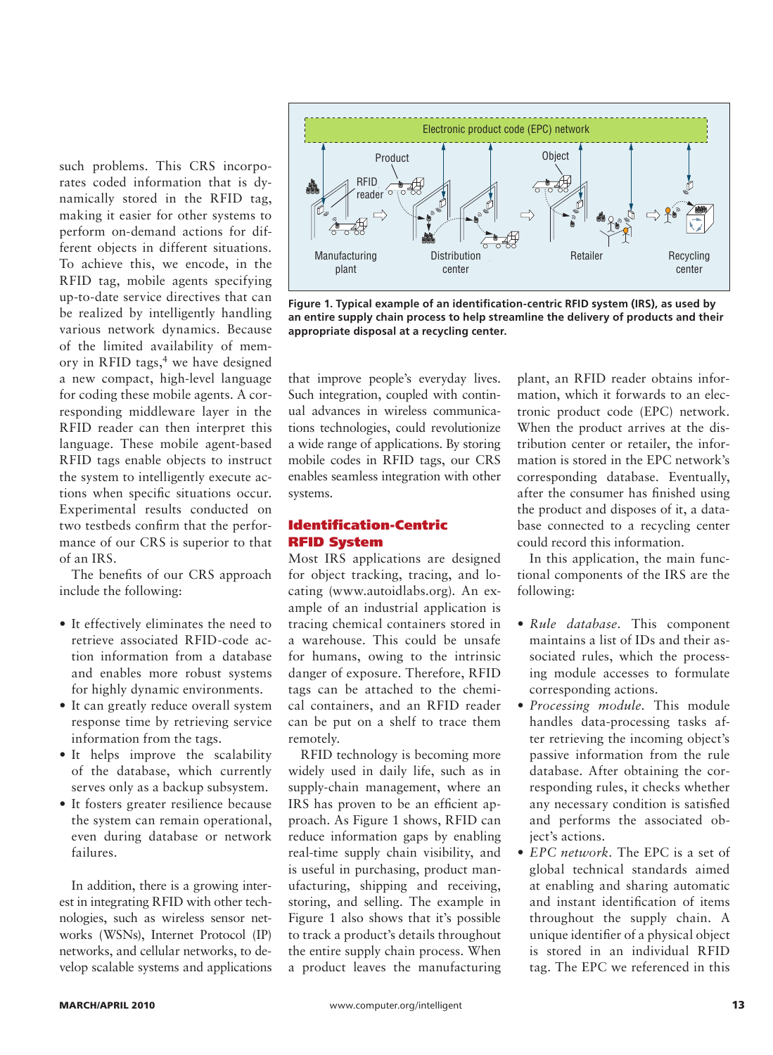such problems. This CRS incorporates coded information that is dynamically stored in the RFID tag, making it easier for other systems to perform on-demand actions for different objects in different situations. To achieve this, we encode, in the RFID tag, mobile agents specifying up-to-date service directives that can be realized by intelligently handling various network dynamics. Because of the limited availability of memory in RFID tags,[4] we have designed a new compact, high-level language for coding these mobile agents. A corresponding middleware layer in the RFID reader can then interpret this language. These mobile agent-based RFID tags enable objects to instruct the system to intelligently execute actions when specific situations occur. Experimental results conducted on two testbeds confirm that the performance of our CRS is superior to that of an IRS.

The benefits of our CRS approach include the following:

- It effectively eliminates the need to retrieve associated RFID-code action information from a database and enables more robust systems for highly dynamic environments.
- It can greatly reduce overall system response time by retrieving service information from the tags.
- It helps improve the scalability of the database, which currently serves only as a backup subsystem.
- It fosters greater resilience because the system can remain operational, even during database or network failures.

In addition, there is a growing interest in integrating RFID with other technologies, such as wireless sensor networks (WSNs), Internet Protocol (IP) networks, and cellular networks, to develop scalable systems and applications that improve people's everyday lives. Such integration, coupled with continual advances in wireless communications technologies, could revolutionize a wide range of applications. By storing mobile codes in RFID tags, our CRS enables seamless integration with other systems.

Electronic product code (EPC) network

Product

RFID reader

Object

Manufacturing plant

Distribution center

Retailer

Recycling center

**Figure 1. Typical example of an identification-centric RFID system (IRS), as used by an entire supply chain process to help streamline the delivery of products and their appropriate disposal at a recycling center.**

## Identification-Centric RFID System

Most IRS applications are designed for object tracking, tracing, and locating (www.autoidlabs.org). An example of an industrial application is tracing chemical containers stored in a warehouse. This could be unsafe for humans, owing to the intrinsic danger of exposure. Therefore, RFID tags can be attached to the chemical containers, and an RFID reader can be put on a shelf to trace them remotely.

RFID technology is becoming more widely used in daily life, such as in supply-chain management, where an IRS has proven to be an efficient approach. As Figure 1 shows, RFID can reduce information gaps by enabling real-time supply chain visibility, and is useful in purchasing, product manufacturing, shipping and receiving, storing, and selling. The example in Figure 1 also shows that it's possible to track a product's details throughout the entire supply chain process. When a product leaves the manufacturing plant, an RFID reader obtains information, which it forwards to an electronic product code (EPC) network. When the product arrives at the distribution center or retailer, the information is stored in the EPC network's corresponding database. Eventually, after the consumer has finished using the product and disposes of it, a database connected to a recycling center could record this information.

In this application, the main functional components of the IRS are the following:

- *Rule database*. This component maintains a list of IDs and their associated rules, which the processing module accesses to formulate corresponding actions.
- *Processing module*. This module handles data-processing tasks after retrieving the incoming object's passive information from the rule database. After obtaining the corresponding rules, it checks whether any necessary condition is satisfied and performs the associated object's actions.
- *EPC network*. The EPC is a set of global technical standards aimed at enabling and sharing automatic and instant identification of items throughout the supply chain. A unique identifier of a physical object is stored in an individual RFID tag. The EPC we referenced in this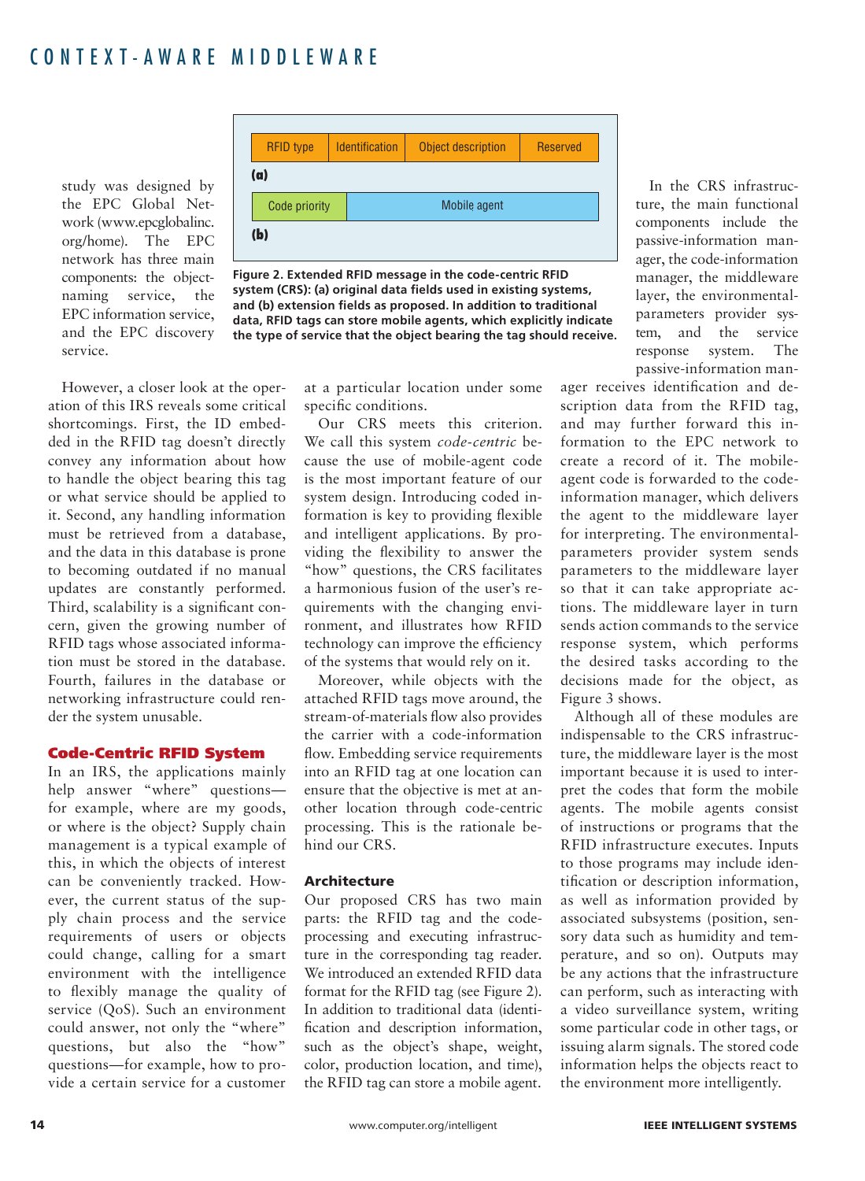study was designed by the EPC Global Network (www.epcglobalinc.org/home). The EPC network has three main components: the object-naming service, the EPC information service, and the EPC discovery service.

| RFID type | Identification | Object description | Reserved |
|---|---|---|---|

**(a)**

| Code priority | Mobile agent |
|---|---|

**(b)**

**Figure 2. Extended RFID message in the code-centric RFID system (CRS): (a) original data fields used in existing systems, and (b) extension fields as proposed. In addition to traditional data, RFID tags can store mobile agents, which explicitly indicate the type of service that the object bearing the tag should receive.**

However, a closer look at the operation of this IRS reveals some critical shortcomings. First, the ID embedded in the RFID tag doesn't directly convey any information about how to handle the object bearing this tag or what service should be applied to it. Second, any handling information must be retrieved from a database, and the data in this database is prone to becoming outdated if no manual updates are constantly performed. Third, scalability is a significant concern, given the growing number of RFID tags whose associated information must be stored in the database. Fourth, failures in the database or networking infrastructure could render the system unusable.

## Code-Centric RFID System

In an IRS, the applications mainly help answer "where" questions—for example, where are my goods, or where is the object? Supply chain management is a typical example of this, in which the objects of interest can be conveniently tracked. However, the current status of the supply chain process and the service requirements of users or objects could change, calling for a smart environment with the intelligence to flexibly manage the quality of service (QoS). Such an environment could answer, not only the "where" questions, but also the "how" questions—for example, how to provide a certain service for a customer at a particular location under some specific conditions.

Our CRS meets this criterion. We call this system *code-centric* because the use of mobile-agent code is the most important feature of our system design. Introducing coded information is key to providing flexible and intelligent applications. By providing the flexibility to answer the "how" questions, the CRS facilitates a harmonious fusion of the user's requirements with the changing environment, and illustrates how RFID technology can improve the efficiency of the systems that would rely on it.

Moreover, while objects with the attached RFID tags move around, the stream-of-materials flow also provides the carrier with a code-information flow. Embedding service requirements into an RFID tag at one location can ensure that the objective is met at another location through code-centric processing. This is the rationale behind our CRS.

### Architecture

Our proposed CRS has two main parts: the RFID tag and the code-processing and executing infrastructure in the corresponding tag reader. We introduced an extended RFID data format for the RFID tag (see Figure 2). In addition to traditional data (identification and description information, such as the object's shape, weight, color, production location, and time), the RFID tag can store a mobile agent.

In the CRS infrastructure, the main functional components include the passive-information manager, the code-information manager, the middleware layer, the environmental-parameters provider system, and the service response system. The passive-information manager receives identification and description data from the RFID tag, and may further forward this information to the EPC network to create a record of it. The mobile-agent code is forwarded to the code-information manager, which delivers the agent to the middleware layer for interpreting. The environmental-parameters provider system sends parameters to the middleware layer so that it can take appropriate actions. The middleware layer in turn sends action commands to the service response system, which performs the desired tasks according to the decisions made for the object, as Figure 3 shows.

Although all of these modules are indispensable to the CRS infrastructure, the middleware layer is the most important because it is used to interpret the codes that form the mobile agents. The mobile agents consist of instructions or programs that the RFID infrastructure executes. Inputs to those programs may include identification or description information, as well as information provided by associated subsystems (position, sensory data such as humidity and temperature, and so on). Outputs may be any actions that the infrastructure can perform, such as interacting with a video surveillance system, writing some particular code in other tags, or issuing alarm signals. The stored code information helps the objects react to the environment more intelligently.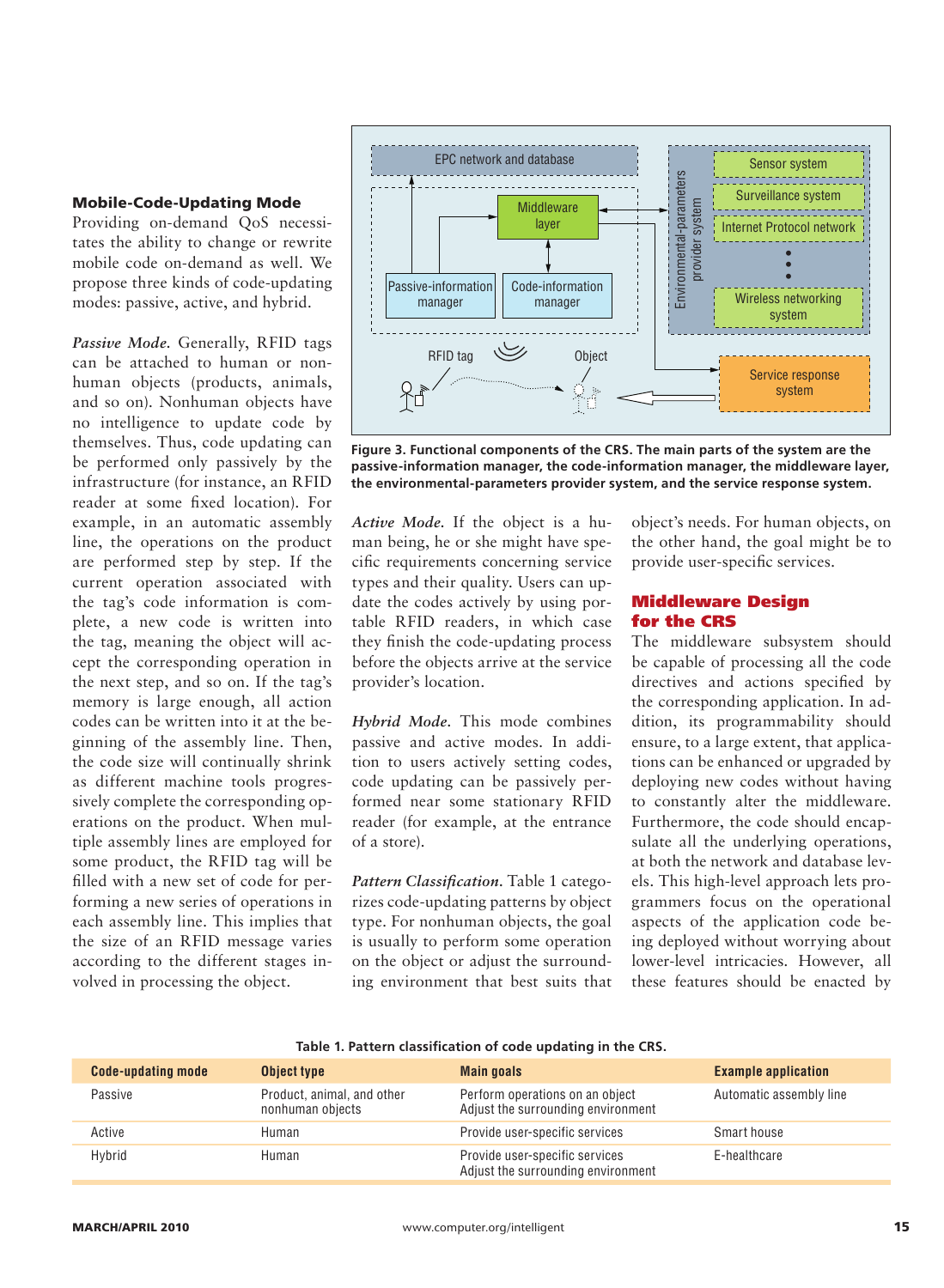### Mobile-Code-Updating Mode

Providing on-demand QoS necessitates the ability to change or rewrite mobile code on-demand as well. We propose three kinds of code-updating modes: passive, active, and hybrid.

*Passive Mode.* Generally, RFID tags can be attached to human or nonhuman objects (products, animals, and so on). Nonhuman objects have no intelligence to update code by themselves. Thus, code updating can be performed only passively by the infrastructure (for instance, an RFID reader at some fixed location). For example, in an automatic assembly line, the operations on the product are performed step by step. If the current operation associated with the tag's code information is complete, a new code is written into the tag, meaning the object will accept the corresponding operation in the next step, and so on. If the tag's memory is large enough, all action codes can be written into it at the beginning of the assembly line. Then, the code size will continually shrink as different machine tools progressively complete the corresponding operations on the product. When multiple assembly lines are employed for some product, the RFID tag will be filled with a new set of code for performing a new series of operations in each assembly line. This implies that the size of an RFID message varies according to the different stages involved in processing the object.

EPC network and database

Middleware layer

Passive-information manager

Code-information manager

Environmental-parameters provider system

Sensor system

Surveillance system

Internet Protocol network

Wireless networking system

RFID tag

Object

Service response system

Figure 3. Functional components of the CRS. The main parts of the system are the passive-information manager, the code-information manager, the middleware layer, the environmental-parameters provider system, and the service response system.

*Active Mode.* If the object is a human being, he or she might have specific requirements concerning service types and their quality. Users can update the codes actively by using portable RFID readers, in which case they finish the code-updating process before the objects arrive at the service provider's location.

*Hybrid Mode.* This mode combines passive and active modes. In addition to users actively setting codes, code updating can be passively performed near some stationary RFID reader (for example, at the entrance of a store).

*Pattern Classification.* Table 1 categorizes code-updating patterns by object type. For nonhuman objects, the goal is usually to perform some operation on the object or adjust the surrounding environment that best suits that object's needs. For human objects, on the other hand, the goal might be to provide user-specific services.

### Middleware Design for the CRS

The middleware subsystem should be capable of processing all the code directives and actions specified by the corresponding application. In addition, its programmability should ensure, to a large extent, that applications can be enhanced or upgraded by deploying new codes without having to constantly alter the middleware. Furthermore, the code should encapsulate all the underlying operations, at both the network and database levels. This high-level approach lets programmers focus on the operational aspects of the application code being deployed without worrying about lower-level intricacies. However, all these features should be enacted by

Table 1. Pattern classification of code updating in the CRS.

| Code-updating mode | Object type | Main goals | Example application |
|---|---|---|---|
| Passive | Product, animal, and other nonhuman objects | Perform operations on an object<br>Adjust the surrounding environment | Automatic assembly line |
| Active | Human | Provide user-specific services | Smart house |
| Hybrid | Human | Provide user-specific services<br>Adjust the surrounding environment | E-healthcare |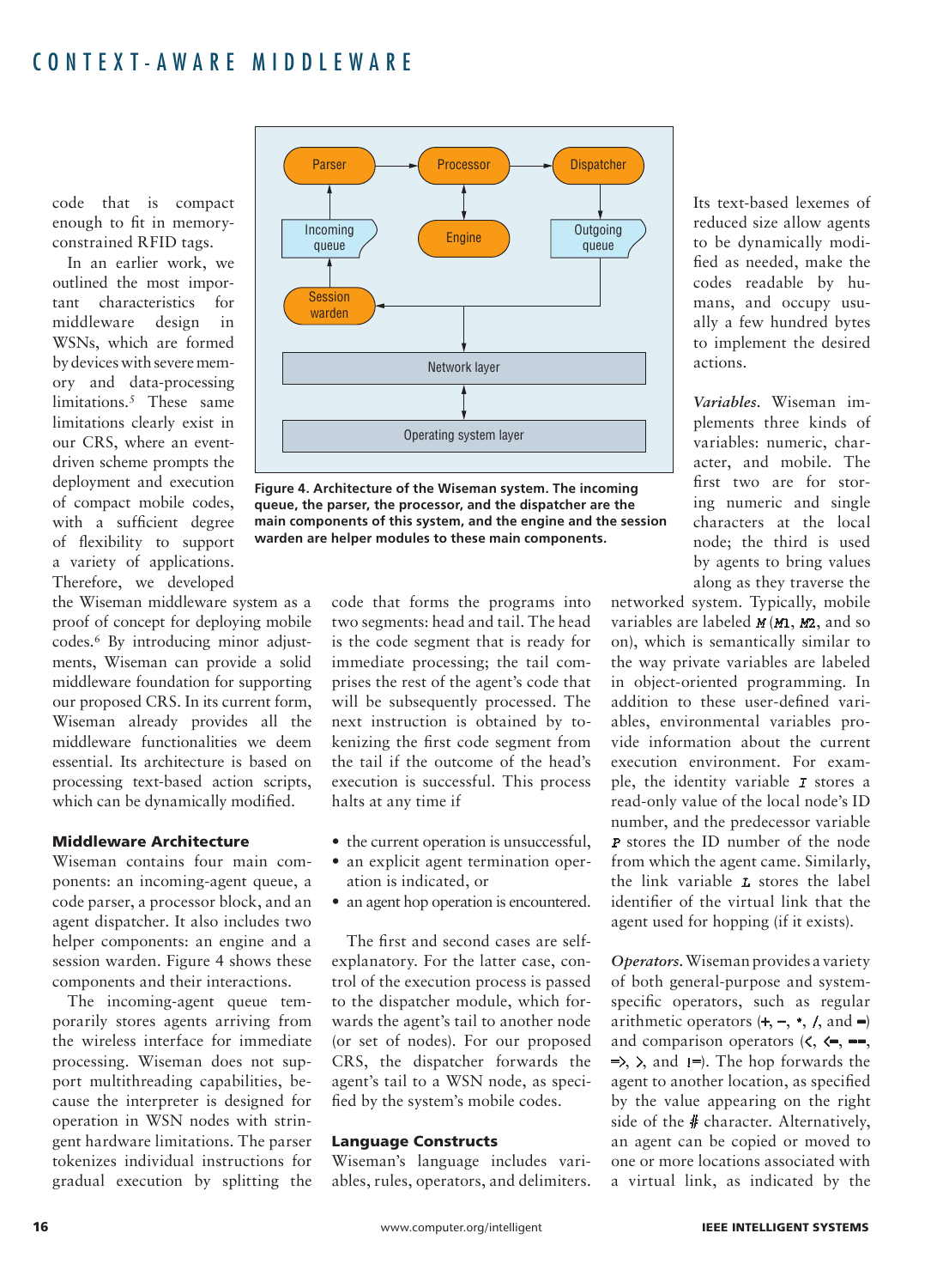code that is compact enough to fit in memory-constrained RFID tags.

In an earlier work, we outlined the most important characteristics for middleware design in WSNs, which are formed by devices with severe memory and data-processing limitations.[5] These same limitations clearly exist in our CRS, where an event-driven scheme prompts the deployment and execution of compact mobile codes, with a sufficient degree of flexibility to support a variety of applications. Therefore, we developed the Wiseman middleware system as a proof of concept for deploying mobile codes.[6] By introducing minor adjustments, Wiseman can provide a solid middleware foundation for supporting our proposed CRS. In its current form, Wiseman already provides all the middleware functionalities we deem essential. Its architecture is based on processing text-based action scripts, which can be dynamically modified.

Figure 4. Architecture of the Wiseman system. The incoming queue, the parser, the processor, and the dispatcher are the main components of this system, and the engine and the session warden are helper modules to these main components.

## Middleware Architecture

Wiseman contains four main components: an incoming-agent queue, a code parser, a processor block, and an agent dispatcher. It also includes two helper components: an engine and a session warden. Figure 4 shows these components and their interactions.

The incoming-agent queue temporarily stores agents arriving from the wireless interface for immediate processing. Wiseman does not support multithreading capabilities, because the interpreter is designed for operation in WSN nodes with stringent hardware limitations. The parser tokenizes individual instructions for gradual execution by splitting the code that forms the programs into two segments: head and tail. The head is the code segment that is ready for immediate processing; the tail comprises the rest of the agent's code that will be subsequently processed. The next instruction is obtained by tokenizing the first code segment from the tail if the outcome of the head's execution is successful. This process halts at any time if

- the current operation is unsuccessful,
- an explicit agent termination operation is indicated, or
- an agent hop operation is encountered.

The first and second cases are self-explanatory. For the latter case, control of the execution process is passed to the dispatcher module, which forwards the agent's tail to another node (or set of nodes). For our proposed CRS, the dispatcher forwards the agent's tail to a WSN node, as specified by the system's mobile codes.

## Language Constructs

Wiseman's language includes variables, rules, operators, and delimiters. Its text-based lexemes of reduced size allow agents to be dynamically modified as needed, make the codes readable by humans, and occupy usually a few hundred bytes to implement the desired actions.

***Variables.*** Wiseman implements three kinds of variables: numeric, character, and mobile. The first two are for storing numeric and single characters at the local node; the third is used by agents to bring values along as they traverse the networked system. Typically, mobile variables are labeled *M* (*M1*, *M2*, and so on), which is semantically similar to the way private variables are labeled in object-oriented programming. In addition to these user-defined variables, environmental variables provide information about the current execution environment. For example, the identity variable *I* stores a read-only value of the local node's ID number, and the predecessor variable *P* stores the ID number of the node from which the agent came. Similarly, the link variable *L* stores the label identifier of the virtual link that the agent used for hopping (if it exists).

***Operators.*** Wiseman provides a variety of both general-purpose and system-specific operators, such as regular arithmetic operators (+, –, *, /, and =) and comparison operators (<, <=, ==, =>, >, and !=). The hop forwards the agent to another location, as specified by the value appearing on the right side of the # character. Alternatively, an agent can be copied or moved to one or more locations associated with a virtual link, as indicated by the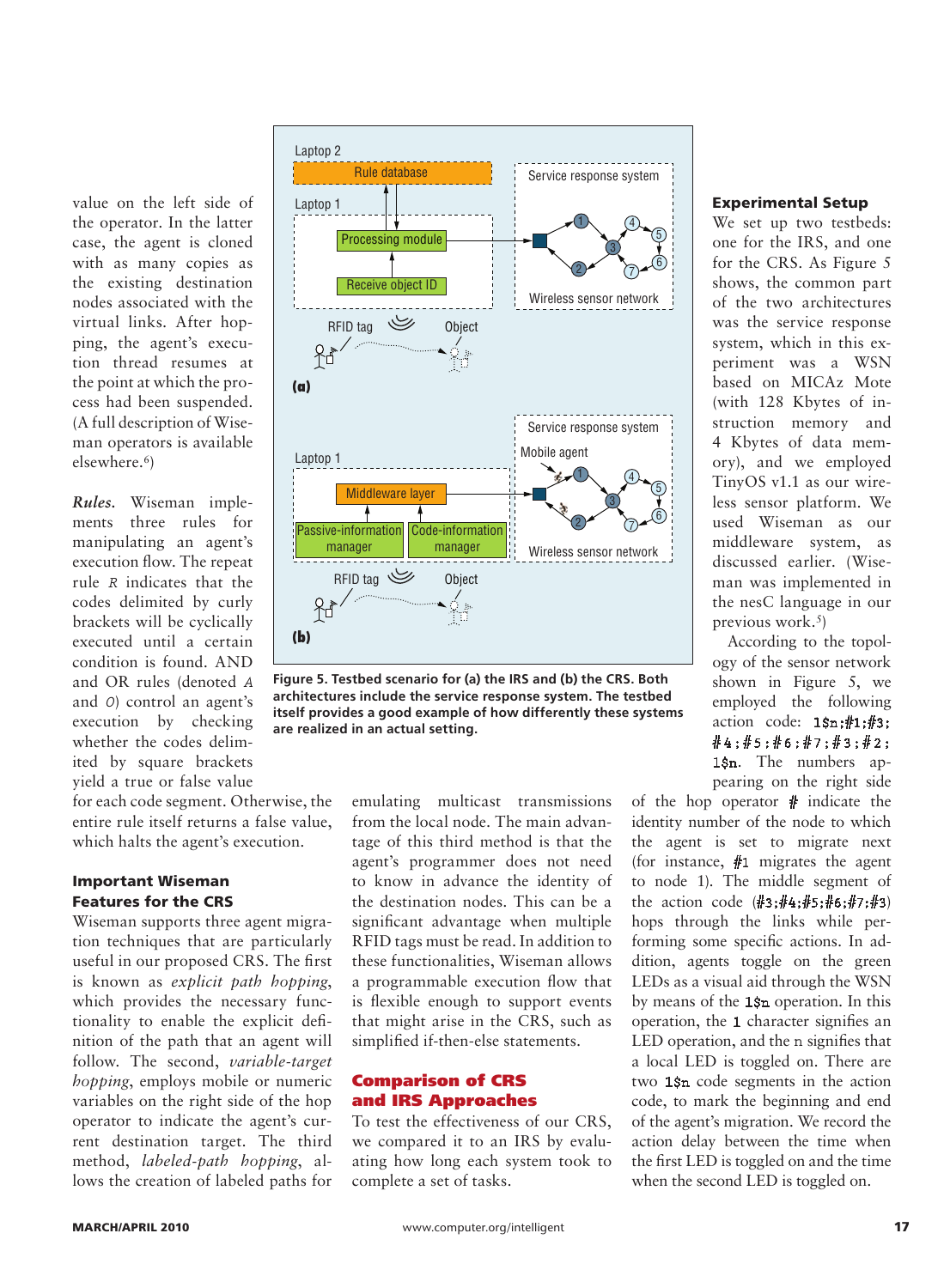value on the left side of the operator. In the latter case, the agent is cloned with as many copies as the existing destination nodes associated with the virtual links. After hopping, the agent's execution thread resumes at the point at which the process had been suspended. (A full description of Wiseman operators is available elsewhere.[6])

*Rules.* Wiseman implements three rules for manipulating an agent's execution flow. The repeat rule *R* indicates that the codes delimited by curly brackets will be cyclically executed until a certain condition is found. AND and OR rules (denoted *A* and *O*) control an agent's execution by checking whether the codes delimited by square brackets yield a true or false value for each code segment. Otherwise, the entire rule itself returns a false value, which halts the agent's execution.

### Important Wiseman Features for the CRS

Wiseman supports three agent migration techniques that are particularly useful in our proposed CRS. The first is known as *explicit path hopping*, which provides the necessary functionality to enable the explicit definition of the path that an agent will follow. The second, *variable-target hopping*, employs mobile or numeric variables on the right side of the hop operator to indicate the agent's current destination target. The third method, *labeled-path hopping*, allows the creation of labeled paths for emulating multicast transmissions from the local node. The main advantage of this third method is that the agent's programmer does not need to know in advance the identity of the destination nodes. This can be a significant advantage when multiple RFID tags must be read. In addition to these functionalities, Wiseman allows a programmable execution flow that is flexible enough to support events that might arise in the CRS, such as simplified if-then-else statements.

Figure 5. Testbed scenario for (a) the IRS and (b) the CRS. Both architectures include the service response system. The testbed itself provides a good example of how differently these systems are realized in an actual setting.

## Comparison of CRS and IRS Approaches

To test the effectiveness of our CRS, we compared it to an IRS by evaluating how long each system took to complete a set of tasks.

### Experimental Setup

We set up two testbeds: one for the IRS, and one for the CRS. As Figure 5 shows, the common part of the two architectures was the service response system, which in this experiment was a WSN based on MICAz Mote (with 128 Kbytes of instruction memory and 4 Kbytes of data memory), and we employed TinyOS v1.1 as our wireless sensor platform. We used Wiseman as our middleware system, as discussed earlier. (Wiseman was implemented in the nesC language in our previous work.[5])

According to the topology of the sensor network shown in Figure 5, we employed the following action code: `1$n;#1;#3;#4;#5;#6;#7;#3;#2;1$n`. The numbers appearing on the right side of the hop operator `#` indicate the identity number of the node to which the agent is set to migrate next (for instance, `#1` migrates the agent to node 1). The middle segment of the action code (`#3;#4;#5;#6;#7;#3`) hops through the links while performing some specific actions. In addition, agents toggle on the green LEDs as a visual aid through the WSN by means of the `1$n` operation. In this operation, the `1` character signifies an LED operation, and the `n` signifies that a local LED is toggled on. There are two `1$n` code segments in the action code, to mark the beginning and end of the agent's migration. We record the action delay between the time when the first LED is toggled on and the time when the second LED is toggled on.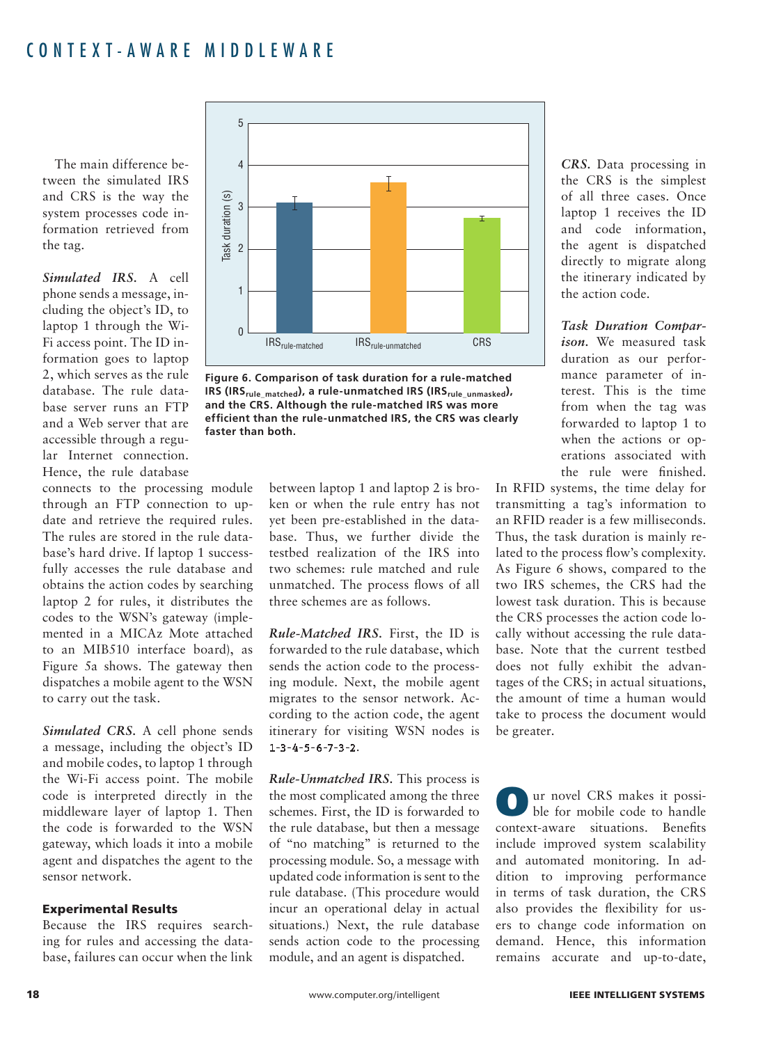The main difference between the simulated IRS and CRS is the way the system processes code information retrieved from the tag.

***Simulated IRS.*** A cell phone sends a message, including the object's ID, to laptop 1 through the Wi-Fi access point. The ID information goes to laptop 2, which serves as the rule database. The rule database server runs an FTP and a Web server that are accessible through a regular Internet connection. Hence, the rule database connects to the processing module through an FTP connection to update and retrieve the required rules. The rules are stored in the rule database's hard drive. If laptop 1 successfully accesses the rule database and obtains the action codes by searching laptop 2 for rules, it distributes the codes to the WSN's gateway (implemented in a MICAz Mote attached to an MIB510 interface board), as Figure 5a shows. The gateway then dispatches a mobile agent to the WSN to carry out the task.

***Simulated CRS.*** A cell phone sends a message, including the object's ID and mobile codes, to laptop 1 through the Wi-Fi access point. The mobile code is interpreted directly in the middleware layer of laptop 1. Then the code is forwarded to the WSN gateway, which loads it into a mobile agent and dispatches the agent to the sensor network.

### Experimental Results

Because the IRS requires searching for rules and accessing the database, failures can occur when the link between laptop 1 and laptop 2 is broken or when the rule entry has not yet been pre-established in the database. Thus, we further divide the testbed realization of the IRS into two schemes: rule matched and rule unmatched. The process flows of all three schemes are as follows.

***Rule-Matched IRS.*** First, the ID is forwarded to the rule database, which sends the action code to the processing module. Next, the mobile agent migrates to the sensor network. According to the action code, the agent itinerary for visiting WSN nodes is 1-3-4-5-6-7-3-2.

***Rule-Unmatched IRS.*** This process is the most complicated among the three schemes. First, the ID is forwarded to the rule database, but then a message of "no matching" is returned to the processing module. So, a message with updated code information is sent to the rule database. (This procedure would incur an operational delay in actual situations.) Next, the rule database sends action code to the processing module, and an agent is dispatched.

***CRS.*** Data processing in the CRS is the simplest of all three cases. Once laptop 1 receives the ID and code information, the agent is dispatched directly to migrate along the itinerary indicated by the action code.

***Task Duration Comparison.*** We measured task duration as our performance parameter of interest. This is the time from when the tag was forwarded to laptop 1 to when the actions or operations associated with the rule were finished. In RFID systems, the time delay for transmitting a tag's information to an RFID reader is a few milliseconds. Thus, the task duration is mainly related to the process flow's complexity. As Figure 6 shows, compared to the two IRS schemes, the CRS had the lowest task duration. This is because the CRS processes the action code locally without accessing the rule database. Note that the current testbed does not fully exhibit the advantages of the CRS; in actual situations, the amount of time a human would take to process the document would be greater.

**Figure 6. Comparison of task duration for a rule-matched IRS ($IRS_{rule\_matched}$), a rule-unmatched IRS ($IRS_{rule\_unmasked}$), and the CRS. Although the rule-matched IRS was more efficient than the rule-unmatched IRS, the CRS was clearly faster than both.**

Our novel CRS makes it possible for mobile code to handle context-aware situations. Benefits include improved system scalability and automated monitoring. In addition to improving performance in terms of task duration, the CRS also provides the flexibility for users to change code information on demand. Hence, this information remains accurate and up-to-date,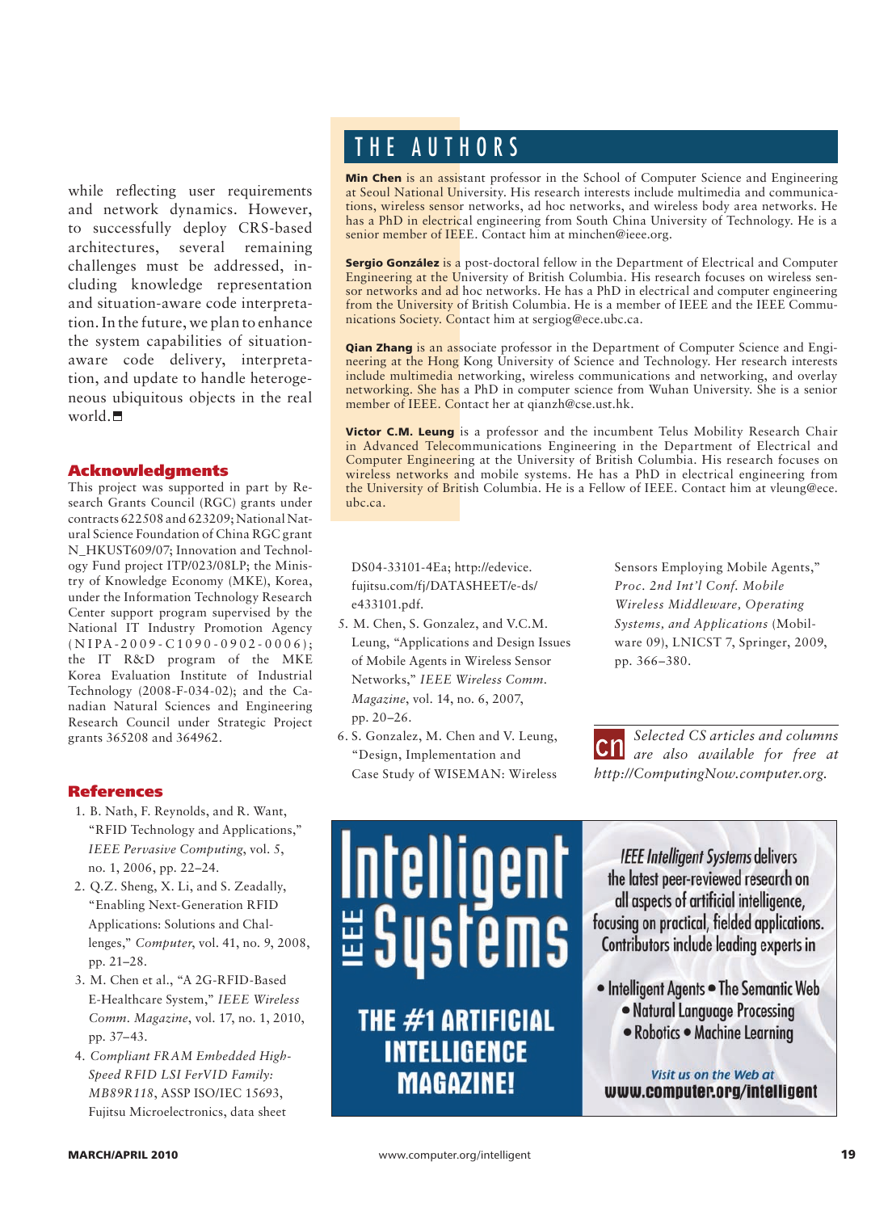while reflecting user requirements and network dynamics. However, to successfully deploy CRS-based architectures, several remaining challenges must be addressed, including knowledge representation and situation-aware code interpretation. In the future, we plan to enhance the system capabilities of situation-aware code delivery, interpretation, and update to handle heterogeneous ubiquitous objects in the real world. ■

## Acknowledgments

This project was supported in part by Research Grants Council (RGC) grants under contracts 622508 and 623209; National Natural Science Foundation of China RGC grant N_HKUST609/07; Innovation and Technology Fund project ITP/023/08LP; the Ministry of Knowledge Economy (MKE), Korea, under the Information Technology Research Center support program supervised by the National IT Industry Promotion Agency (NIPA-2009-C1090-0902-0006); the IT R&D program of the MKE Korea Evaluation Institute of Industrial Technology (2008-F-034-02); and the Canadian Natural Sciences and Engineering Research Council under Strategic Project grants 365208 and 364962.

## References

1. B. Nath, F. Reynolds, and R. Want, "RFID Technology and Applications," *IEEE Pervasive Computing*, vol. 5, no. 1, 2006, pp. 22–24.
2. Q.Z. Sheng, X. Li, and S. Zeadally, "Enabling Next-Generation RFID Applications: Solutions and Challenges," *Computer*, vol. 41, no. 9, 2008, pp. 21–28.
3. M. Chen et al., "A 2G-RFID-Based E-Healthcare System," *IEEE Wireless Comm. Magazine*, vol. 17, no. 1, 2010, pp. 37–43.
4. *Compliant FRAM Embedded High-Speed RFID LSI FerVID Family: MB89R118*, ASSP ISO/IEC 15693, Fujitsu Microelectronics, data sheet DS04-33101-4Ea; http://edevice.fujitsu.com/fj/DATASHEET/e-ds/e433101.pdf.
5. M. Chen, S. Gonzalez, and V.C.M. Leung, "Applications and Design Issues of Mobile Agents in Wireless Sensor Networks," *IEEE Wireless Comm. Magazine*, vol. 14, no. 6, 2007, pp. 20–26.
6. S. Gonzalez, M. Chen and V. Leung, "Design, Implementation and Case Study of WISEMAN: Wireless Sensors Employing Mobile Agents," *Proc. 2nd Int'l Conf. Mobile Wireless Middleware, Operating Systems, and Applications* (Mobilware 09), LNICST 7, Springer, 2009, pp. 366–380.

## THE AUTHORS

**Min Chen** is an assistant professor in the School of Computer Science and Engineering at Seoul National University. His research interests include multimedia and communications, wireless sensor networks, ad hoc networks, and wireless body area networks. He has a PhD in electrical engineering from South China University of Technology. He is a senior member of IEEE. Contact him at minchen@ieee.org.

**Sergio González** is a post-doctoral fellow in the Department of Electrical and Computer Engineering at the University of British Columbia. His research focuses on wireless sensor networks and ad hoc networks. He has a PhD in electrical and computer engineering from the University of British Columbia. He is a member of IEEE and the IEEE Communications Society. Contact him at sergiog@ece.ubc.ca.

**Qian Zhang** is an associate professor in the Department of Computer Science and Engineering at the Hong Kong University of Science and Technology. Her research interests include multimedia networking, wireless communications and networking, and overlay networking. She has a PhD in computer science from Wuhan University. She is a senior member of IEEE. Contact her at qianzh@cse.ust.hk.

**Victor C.M. Leung** is a professor and the incumbent Telus Mobility Research Chair in Advanced Telecommunications Engineering in the Department of Electrical and Computer Engineering at the University of British Columbia. His research focuses on wireless networks and mobile systems. He has a PhD in electrical engineering from the University of British Columbia. He is a Fellow of IEEE. Contact him at vleung@ece.ubc.ca.

*Selected CS articles and columns are also available for free at http://ComputingNow.computer.org.*

IEEE Intelligent Systems

THE #1 ARTIFICIAL INTELLIGENCE MAGAZINE!

*IEEE Intelligent Systems* delivers the latest peer-reviewed research on all aspects of artificial intelligence, focusing on practical, fielded applications. Contributors include leading experts in

- Intelligent Agents • The Semantic Web
- Natural Language Processing
- Robotics • Machine Learning

Visit us on the Web at www.computer.org/intelligent